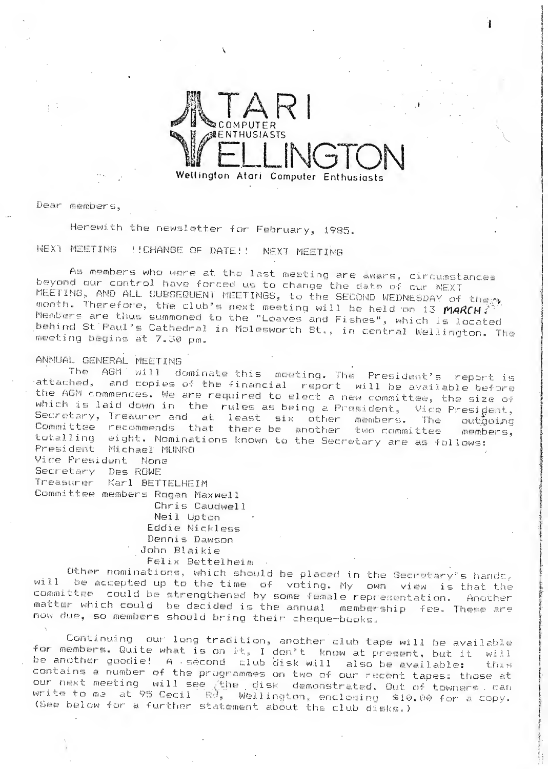# ATARI COMPUTER ENTHUSIASTS WELLINGTON

Wellington Atari Computer Enthusiasts

Dear members,

Herewith the newsletter for February, 1985.

NEXT MEETING !!CHANGE OF DATE!! NEXT MEETING

As members who were at the last meeting are aware, circumstances beyond our control have forced us to change the date of our NEXT MEETING, AND ALL SUBSEQUENT MEETINGS, to the SECOND WEDNESDAY of the month. Therefore, the club's next meeting will be held on 13 **MARCH**. Members are thus summoned to the "Loaves and Fishes", which is located behind St Paul's Cathedral in Molesworth St., in central Wellington. The meeting begins at 7.30 pm.

ANNUAL GENERAL MEETING

The AGM will dominate this meeting. The President's report is attached, and copies of the financial report will be available before the AGM commences. We are required to elect a new committee, the size of which is laid down in the rules as being a President, Vice President, Secretary, Treaurer and at least six other members. The outgoing Committee recommends that there be another two committee members, totalling eight. Nominations known to the Secretary are as follows:

President Michael MUNRO
Vice President None
Secretary Des ROWE
Treasurer Karl BETTELHEIM
Committee members Rogan Maxwell
Chris Caudwell
Neil Upton
Eddie Nickless
Dennis Dawson
John Blaikie
Felix Bettelheim

Other nominations, which should be placed in the Secretary's hands, will be accepted up to the time of voting. My own view is that the committee could be strengthened by some female representation. Another matter which could be decided is the annual membership fee. These are now due, so members should bring their cheque-books.

Continuing our long tradition, another club tape will be available for members. Quite what is on it, I don't know at present, but it will be another goodie! A second club disk will also be available: this contains a number of the programmes on two of our recent tapes: those at our next meeting will see the disk demonstrated. Out of towners can write to me at 95 Cecil Rd, Wellington, enclosing $10.00 for a copy. (See below for a further statement about the club disks.)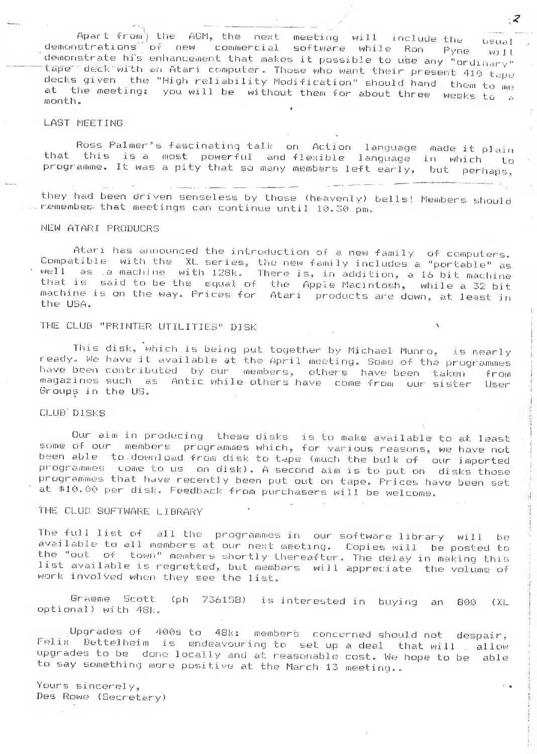Apart from the AGM, the next meeting will include the usual demonstrations of new commercial software while Ron Pyne will demonstrate his enhancement that makes it possible to use any "ordinary" tape deck with an Atari computer. Those who want their present 410 tape decks given the "High reliability Modification" should hand them to me at the meeting: you will be without them for about three weeks to a month.

LAST MEETING

Ross Palmer's fascinating talk on Action language made it plain that this is a most powerful and flexible language in which to programme. It was a pity that so many members left early, but perhaps, they had been driven senseless by those (heavenly) bells! Members should remember that meetings can continue until 10.30 pm.

NEW ATARI PRODUCRS

Atari has announced the introduction of a new family of computers. Compatible with the XL series, the new family includes a "portable" as well as a machine with 128k. There is, in addition, a 16 bit machine that is said to be the equal of the Apple Macintosh, while a 32 bit machine is on the way. Prices for Atari products are down, at least in the USA.

THE CLUB "PRINTER UTILITIES" DISK

This disk, which is being put together by Michael Munro, is nearly ready. We have it available at the April meeting. Some of the programmes have been contributed by our members, others have been taken from magazines such as Antic while others have come from our sister User Groups in the US.

CLUB DISKS

Our aim in producing these disks is to make available to at least some of our members programmes which, for various reasons, we have not been able to download from disk to tape (much the bulk of our imported programmes come to us on disk). A second aim is to put on disks those programmes that have recently been put out on tape. Prices have been set at $10.00 per disk. Feedback from purchasers will be welcome.

THE CLUB SOFTWARE LIBRARY

The full list of all the programmes in our software library will be available to all members at our next meeting. Copies will be posted to the "out of town" members shortly thereafter. The delay in making this list available is regretted, but members will appreciate the volume of work involved when they see the list.

Graeme Scott (ph 736158) is interested in buying an 800 (XL optional) with 48k.

Upgrades of 400s to 48k: members concerned should not despair, Felix Bettelheim is endeavouring to set up a deal that will allow upgrades to be done locally and at reasonable cost. We hope to be able to say something more positive at the March 13 meeting..

Yours sincerely,
Des Rowe (Secretary)